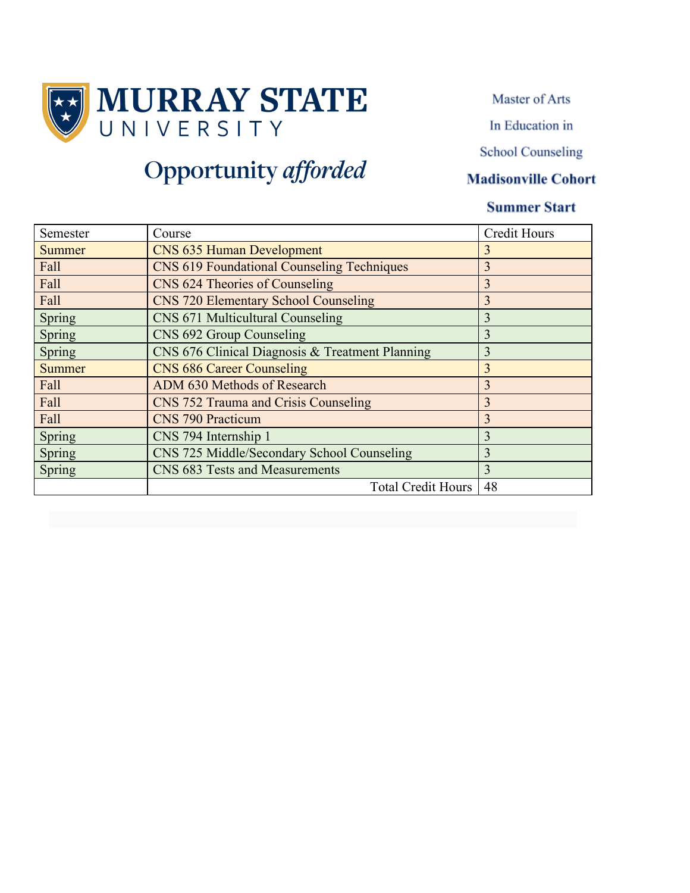# MURRAY STATE UNIVERSITY

Opportunity *afforded*

Master of Arts

In Education in

School Counseling

**Madisonville Cohort**

**Summer Start**

| Semester | Course | Credit Hours |
|---|---|---|
| Summer | CNS 635 Human Development | 3 |
| Fall | CNS 619 Foundational Counseling Techniques | 3 |
| Fall | CNS 624 Theories of Counseling | 3 |
| Fall | CNS 720 Elementary School Counseling | 3 |
| Spring | CNS 671 Multicultural Counseling | 3 |
| Spring | CNS 692 Group Counseling | 3 |
| Spring | CNS 676 Clinical Diagnosis & Treatment Planning | 3 |
| Summer | CNS 686 Career Counseling | 3 |
| Fall | ADM 630 Methods of Research | 3 |
| Fall | CNS 752 Trauma and Crisis Counseling | 3 |
| Fall | CNS 790 Practicum | 3 |
| Spring | CNS 794 Internship 1 | 3 |
| Spring | CNS 725 Middle/Secondary School Counseling | 3 |
| Spring | CNS 683 Tests and Measurements | 3 |
| | Total Credit Hours | 48 |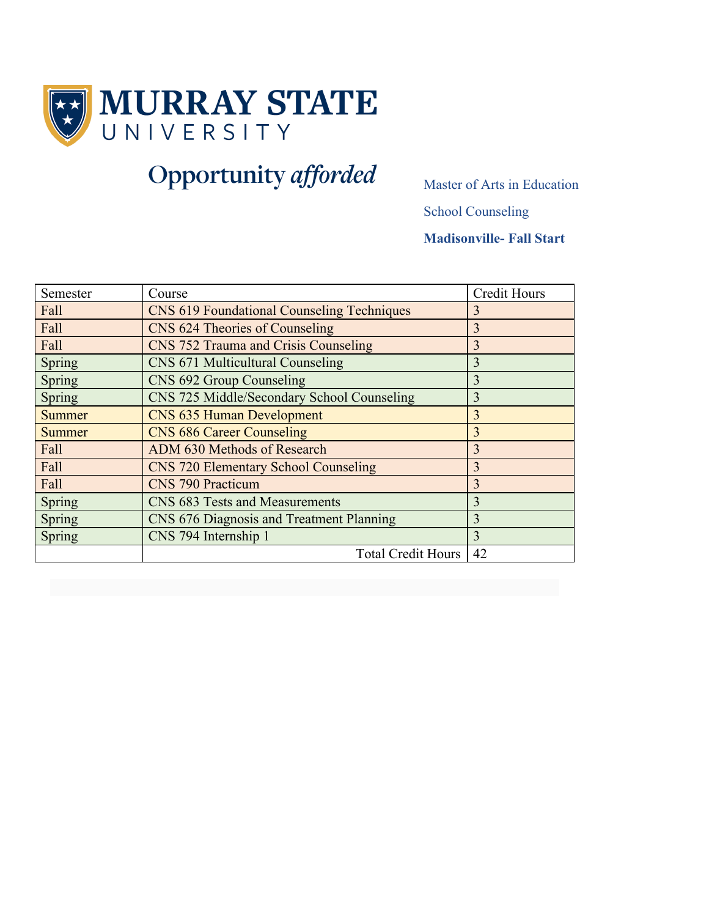# MURRAY STATE UNIVERSITY

Opportunity *afforded*

Master of Arts in Education

School Counseling

**Madisonville- Fall Start**

| Semester | Course | Credit Hours |
|---|---|---|
| Fall | CNS 619 Foundational Counseling Techniques | 3 |
| Fall | CNS 624 Theories of Counseling | 3 |
| Fall | CNS 752 Trauma and Crisis Counseling | 3 |
| Spring | CNS 671 Multicultural Counseling | 3 |
| Spring | CNS 692 Group Counseling | 3 |
| Spring | CNS 725 Middle/Secondary School Counseling | 3 |
| Summer | CNS 635 Human Development | 3 |
| Summer | CNS 686 Career Counseling | 3 |
| Fall | ADM 630 Methods of Research | 3 |
| Fall | CNS 720 Elementary School Counseling | 3 |
| Fall | CNS 790 Practicum | 3 |
| Spring | CNS 683 Tests and Measurements | 3 |
| Spring | CNS 676 Diagnosis and Treatment Planning | 3 |
| Spring | CNS 794 Internship 1 | 3 |
| | Total Credit Hours | 42 |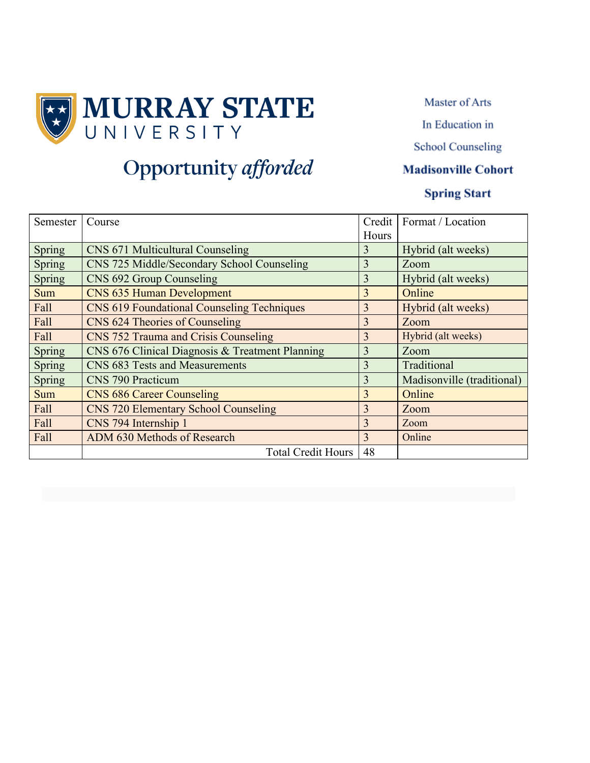# MURRAY STATE UNIVERSITY

*Opportunity afforded*

Master of Arts

In Education in

School Counseling

**Madisonville Cohort**

**Spring Start**

| Semester | Course | Credit Hours | Format / Location |
|---|---|---|---|
| Spring | CNS 671 Multicultural Counseling | 3 | Hybrid (alt weeks) |
| Spring | CNS 725 Middle/Secondary School Counseling | 3 | Zoom |
| Spring | CNS 692 Group Counseling | 3 | Hybrid (alt weeks) |
| Sum | CNS 635 Human Development | 3 | Online |
| Fall | CNS 619 Foundational Counseling Techniques | 3 | Hybrid (alt weeks) |
| Fall | CNS 624 Theories of Counseling | 3 | Zoom |
| Fall | CNS 752 Trauma and Crisis Counseling | 3 | Hybrid (alt weeks) |
| Spring | CNS 676 Clinical Diagnosis & Treatment Planning | 3 | Zoom |
| Spring | CNS 683 Tests and Measurements | 3 | Traditional |
| Spring | CNS 790 Practicum | 3 | Madisonville (traditional) |
| Sum | CNS 686 Career Counseling | 3 | Online |
| Fall | CNS 720 Elementary School Counseling | 3 | Zoom |
| Fall | CNS 794 Internship 1 | 3 | Zoom |
| Fall | ADM 630 Methods of Research | 3 | Online |
| | Total Credit Hours | 48 | |